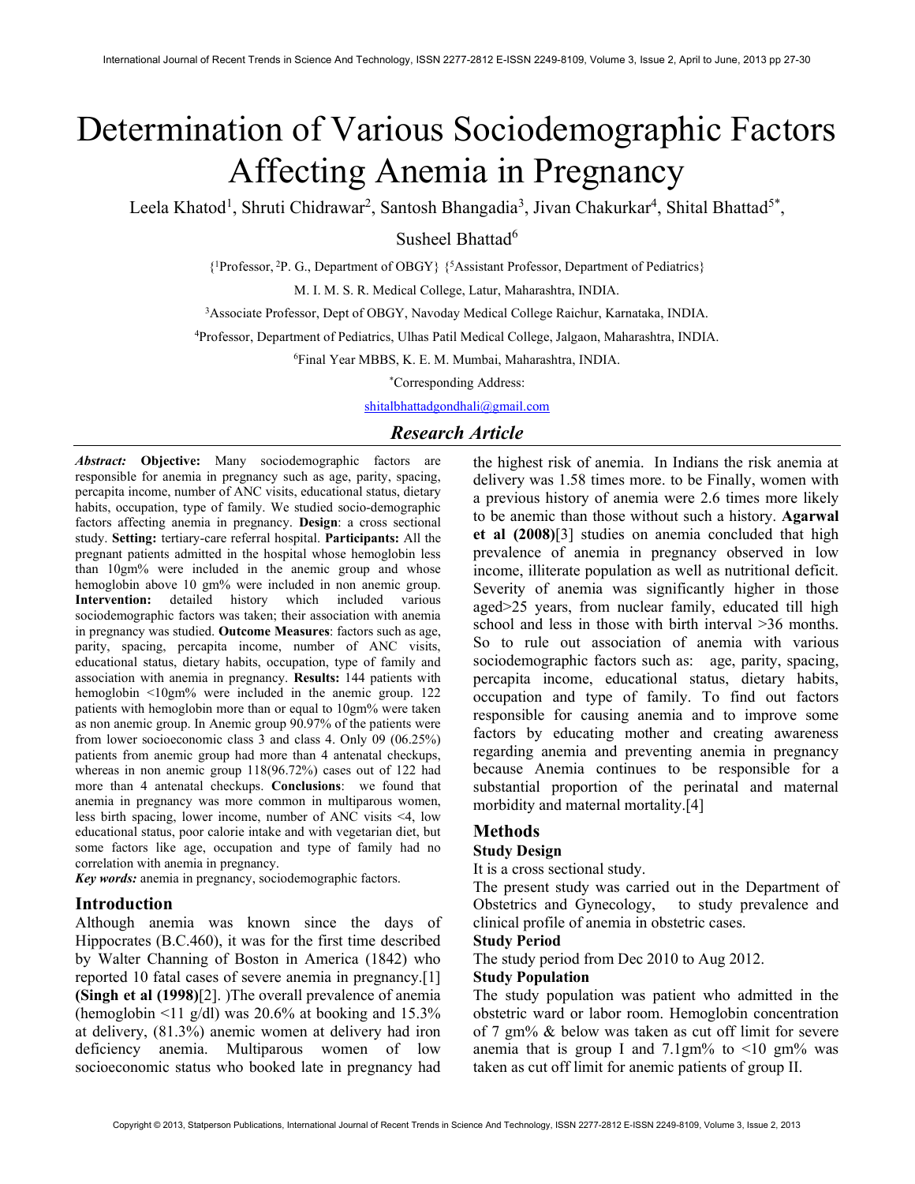# Determination of Various Sociodemographic Factors Affecting Anemia in Pregnancy

Leela Khatod[1], Shruti Chidrawar[2], Santosh Bhangadia[3], Jivan Chakurkar[4], Shital Bhattad[5*], Susheel Bhattad[6]

{[1]Professor, [2]P. G., Department of OBGY} {[5]Assistant Professor, Department of Pediatrics}

M. I. M. S. R. Medical College, Latur, Maharashtra, INDIA.

[3]Associate Professor, Dept of OBGY, Navoday Medical College Raichur, Karnataka, INDIA.

[4]Professor, Department of Pediatrics, Ulhas Patil Medical College, Jalgaon, Maharashtra, INDIA.

[6]Final Year MBBS, K. E. M. Mumbai, Maharashtra, INDIA.

[*]Corresponding Address:

shitalbhattadgondhali@gmail.com

## *Research Article*

***Abstract:*** **Objective:** Many sociodemographic factors are responsible for anemia in pregnancy such as age, parity, spacing, percapita income, number of ANC visits, educational status, dietary habits, occupation, type of family. We studied socio-demographic factors affecting anemia in pregnancy. **Design**: a cross sectional study. **Setting:** tertiary-care referral hospital. **Participants:** All the pregnant patients admitted in the hospital whose hemoglobin less than 10gm% were included in the anemic group and whose hemoglobin above 10 gm% were included in non anemic group. **Intervention:** detailed history which included various sociodemographic factors was taken; their association with anemia in pregnancy was studied. **Outcome Measures**: factors such as age, parity, spacing, percapita income, number of ANC visits, educational status, dietary habits, occupation, type of family and association with anemia in pregnancy. **Results:** 144 patients with hemoglobin <10gm% were included in the anemic group. 122 patients with hemoglobin more than or equal to 10gm% were taken as non anemic group. In Anemic group 90.97% of the patients were from lower socioeconomic class 3 and class 4. Only 09 (06.25%) patients from anemic group had more than 4 antenatal checkups, whereas in non anemic group 118(96.72%) cases out of 122 had more than 4 antenatal checkups. **Conclusions**: we found that anemia in pregnancy was more common in multiparous women, less birth spacing, lower income, number of ANC visits <4, low educational status, poor calorie intake and with vegetarian diet, but some factors like age, occupation and type of family had no correlation with anemia in pregnancy.

***Key words:*** anemia in pregnancy, sociodemographic factors.

## Introduction

Although anemia was known since the days of Hippocrates (B.C.460), it was for the first time described by Walter Channing of Boston in America (1842) who reported 10 fatal cases of severe anemia in pregnancy.[1] **(Singh et al (1998)**[2]. )The overall prevalence of anemia (hemoglobin <11 g/dl) was 20.6% at booking and 15.3% at delivery, (81.3%) anemic women at delivery had iron deficiency anemia. Multiparous women of low socioeconomic status who booked late in pregnancy had the highest risk of anemia. In Indians the risk anemia at delivery was 1.58 times more. to be Finally, women with a previous history of anemia were 2.6 times more likely to be anemic than those without such a history. **Agarwal et al (2008)**[3] studies on anemia concluded that high prevalence of anemia in pregnancy observed in low income, illiterate population as well as nutritional deficit. Severity of anemia was significantly higher in those aged>25 years, from nuclear family, educated till high school and less in those with birth interval >36 months. So to rule out association of anemia with various sociodemographic factors such as: age, parity, spacing, percapita income, educational status, dietary habits, occupation and type of family. To find out factors responsible for causing anemia and to improve some factors by educating mother and creating awareness regarding anemia and preventing anemia in pregnancy because Anemia continues to be responsible for a substantial proportion of the perinatal and maternal morbidity and maternal mortality.[4]

## Methods

### Study Design

It is a cross sectional study.

The present study was carried out in the Department of Obstetrics and Gynecology, to study prevalence and clinical profile of anemia in obstetric cases.

### Study Period

The study period from Dec 2010 to Aug 2012.

### Study Population

The study population was patient who admitted in the obstetric ward or labor room. Hemoglobin concentration of 7 gm% & below was taken as cut off limit for severe anemia that is group I and 7.1gm% to <10 gm% was taken as cut off limit for anemic patients of group II.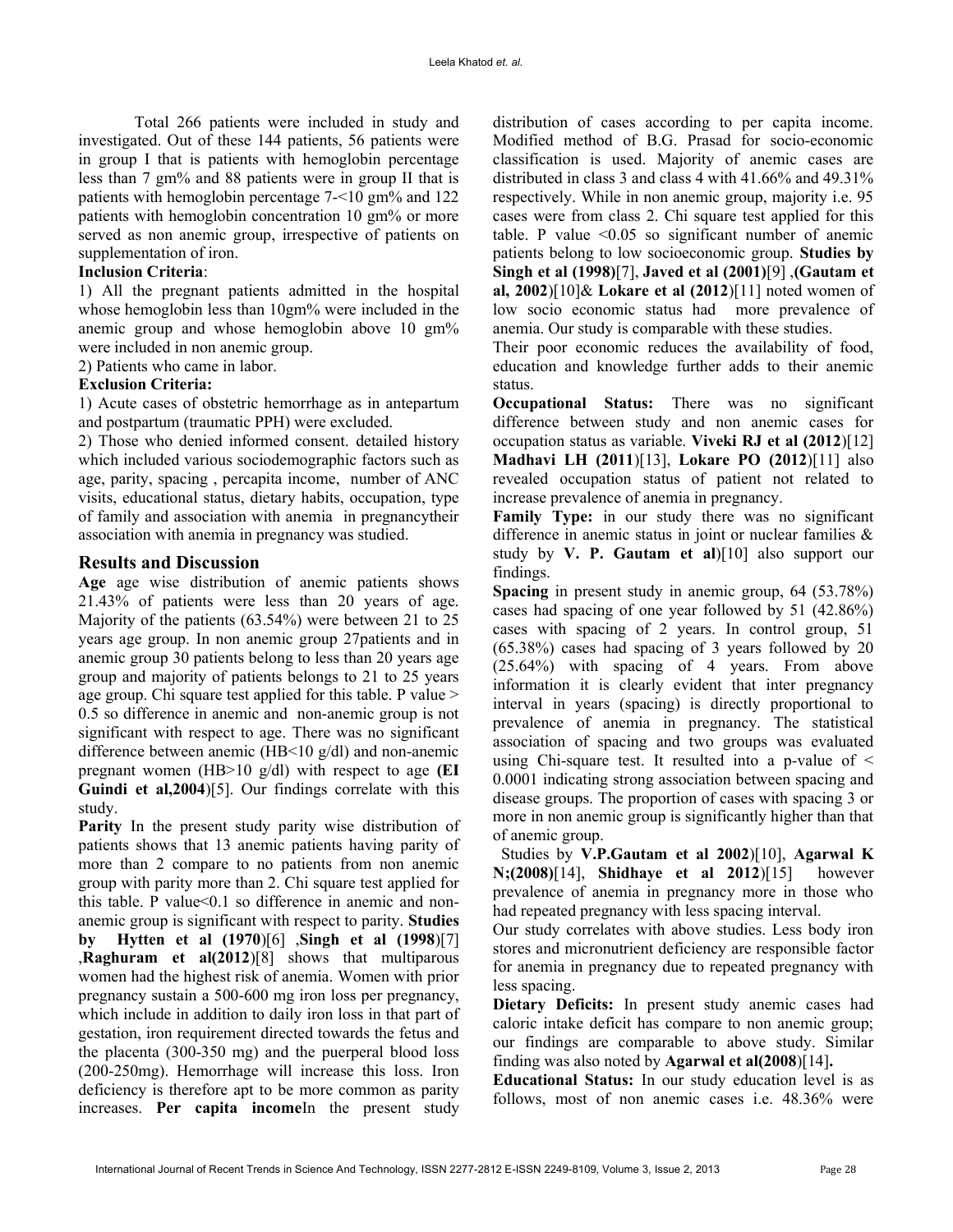Total 266 patients were included in study and investigated. Out of these 144 patients, 56 patients were in group I that is patients with hemoglobin percentage less than 7 gm% and 88 patients were in group II that is patients with hemoglobin percentage 7-<10 gm% and 122 patients with hemoglobin concentration 10 gm% or more served as non anemic group, irrespective of patients on supplementation of iron.

**Inclusion Criteria**:

1) All the pregnant patients admitted in the hospital whose hemoglobin less than 10gm% were included in the anemic group and whose hemoglobin above 10 gm% were included in non anemic group.

2) Patients who came in labor.

**Exclusion Criteria:**

1) Acute cases of obstetric hemorrhage as in antepartum and postpartum (traumatic PPH) were excluded.

2) Those who denied informed consent. detailed history which included various sociodemographic factors such as age, parity, spacing , percapita income, number of ANC visits, educational status, dietary habits, occupation, type of family and association with anemia in pregnancytheir association with anemia in pregnancy was studied.

## Results and Discussion

**Age** age wise distribution of anemic patients shows 21.43% of patients were less than 20 years of age. Majority of the patients (63.54%) were between 21 to 25 years age group. In non anemic group 27patients and in anemic group 30 patients belong to less than 20 years age group and majority of patients belongs to 21 to 25 years age group. Chi square test applied for this table. P value > 0.5 so difference in anemic and non-anemic group is not significant with respect to age. There was no significant difference between anemic (HB<10 g/dl) and non-anemic pregnant women (HB>10 g/dl) with respect to age **(EI Guindi et al,2004**)[5]. Our findings correlate with this study.

**Parity** In the present study parity wise distribution of patients shows that 13 anemic patients having parity of more than 2 compare to no patients from non anemic group with parity more than 2. Chi square test applied for this table. P value<0.1 so difference in anemic and non-anemic group is significant with respect to parity. **Studies by Hytten et al (1970**)[6] ,**Singh et al (1998**)[7] ,**Raghuram et al(2012**)[8] shows that multiparous women had the highest risk of anemia. Women with prior pregnancy sustain a 500-600 mg iron loss per pregnancy, which include in addition to daily iron loss in that part of gestation, iron requirement directed towards the fetus and the placenta (300-350 mg) and the puerperal blood loss (200-250mg). Hemorrhage will increase this loss. Iron deficiency is therefore apt to be more common as parity increases. **Per capita income**In the present study distribution of cases according to per capita income. Modified method of B.G. Prasad for socio-economic classification is used. Majority of anemic cases are distributed in class 3 and class 4 with 41.66% and 49.31% respectively. While in non anemic group, majority i.e. 95 cases were from class 2. Chi square test applied for this table. P value <0.05 so significant number of anemic patients belong to low socioeconomic group. **Studies by Singh et al (1998)**[7], **Javed et al (2001)**[9] ,**(Gautam et al, 2002**)[10]& **Lokare et al (2012**)[11] noted women of low socio economic status had more prevalence of anemia. Our study is comparable with these studies.

Their poor economic reduces the availability of food, education and knowledge further adds to their anemic status.

**Occupational Status:** There was no significant difference between study and non anemic cases for occupation status as variable. **Viveki RJ et al (2012**)[12] **Madhavi LH (2011**)[13], **Lokare PO (2012**)[11] also revealed occupation status of patient not related to increase prevalence of anemia in pregnancy.

**Family Type:** in our study there was no significant difference in anemic status in joint or nuclear families & study by **V. P. Gautam et al**)[10] also support our findings.

**Spacing** in present study in anemic group, 64 (53.78%) cases had spacing of one year followed by 51 (42.86%) cases with spacing of 2 years. In control group, 51 (65.38%) cases had spacing of 3 years followed by 20 (25.64%) with spacing of 4 years. From above information it is clearly evident that inter pregnancy interval in years (spacing) is directly proportional to prevalence of anemia in pregnancy. The statistical association of spacing and two groups was evaluated using Chi-square test. It resulted into a p-value of < 0.0001 indicating strong association between spacing and disease groups. The proportion of cases with spacing 3 or more in non anemic group is significantly higher than that of anemic group.

Studies by **V.P.Gautam et al 2002**)[10], **Agarwal K N;(2008)**[14], **Shidhaye et al 2012**)[15] however prevalence of anemia in pregnancy more in those who had repeated pregnancy with less spacing interval.

Our study correlates with above studies. Less body iron stores and micronutrient deficiency are responsible factor for anemia in pregnancy due to repeated pregnancy with less spacing.

**Dietary Deficits:** In present study anemic cases had caloric intake deficit has compare to non anemic group; our findings are comparable to above study. Similar finding was also noted by **Agarwal et al(2008**)[14]**.**

**Educational Status:** In our study education level is as follows, most of non anemic cases i.e. 48.36% were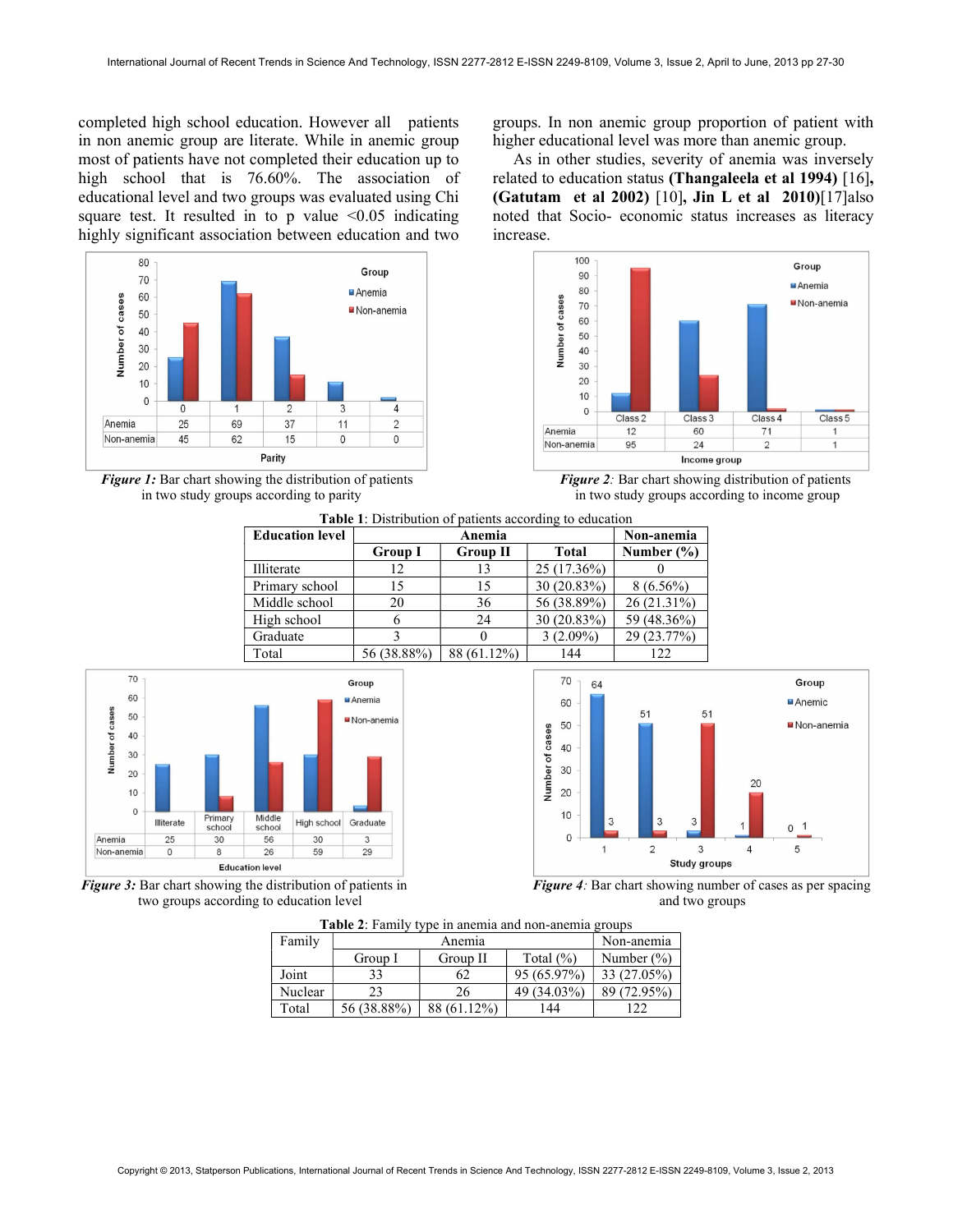completed high school education. However all patients in non anemic group are literate. While in anemic group most of patients have not completed their education up to high school that is 76.60%. The association of educational level and two groups was evaluated using Chi square test. It resulted in to p value <0.05 indicating highly significant association between education and two groups. In non anemic group proportion of patient with higher educational level was more than anemic group.

As in other studies, severity of anemia was inversely related to education status **(Thangaleela et al 1994)** [16]**, (Gatutam et al 2002)** [10]**, Jin L et al 2010)**[17]also noted that Socio- economic status increases as literacy increase.

| Parity | 0 | 1 | 2 | 3 | 4 |
|---|---|---|---|---|---|
| Anemia | 25 | 69 | 37 | 11 | 2 |
| Non-anemia | 45 | 62 | 15 | 0 | 0 |

***Figure 1:*** Bar chart showing the distribution of patients in two study groups according to parity

| Income group | Class 2 | Class 3 | Class 4 | Class 5 |
|---|---|---|---|---|
| Anemia | 12 | 60 | 71 | 1 |
| Non-anemia | 95 | 24 | 2 | 1 |

***Figure 2:*** Bar chart showing distribution of patients in two study groups according to income group

**Table 1**: Distribution of patients according to education

| Education level | Anemia | | | Non-anemia |
|---|---|---|---|---|
| | **Group I** | **Group II** | **Total** | **Number (%)** |
| Illiterate | 12 | 13 | 25 (17.36%) | 0 |
| Primary school | 15 | 15 | 30 (20.83%) | 8 (6.56%) |
| Middle school | 20 | 36 | 56 (38.89%) | 26 (21.31%) |
| High school | 6 | 24 | 30 (20.83%) | 59 (48.36%) |
| Graduate | 3 | 0 | 3 (2.09%) | 29 (23.77%) |
| Total | 56 (38.88%) | 88 (61.12%) | 144 | 122 |

| Education level | Illiterate | Primary school | Middle school | High school | Graduate |
|---|---|---|---|---|---|
| Anemia | 25 | 30 | 56 | 30 | 3 |
| Non-anemia | 0 | 8 | 26 | 59 | 29 |

***Figure 3:*** Bar chart showing the distribution of patients in two groups according to education level

| Study groups | 1 | 2 | 3 | 4 | 5 |
|---|---|---|---|---|---|
| Anemic | 64 | 51 | 3 | 1 | 0 |
| Non-anemia | 3 | 3 | 51 | 20 | 1 |

***Figure 4:*** Bar chart showing number of cases as per spacing and two groups

**Table 2**: Family type in anemia and non-anemia groups

| Family | Anemia | | | Non-anemia |
|---|---|---|---|---|
| | Group I | Group II | Total (%) | Number (%) |
| Joint | 33 | 62 | 95 (65.97%) | 33 (27.05%) |
| Nuclear | 23 | 26 | 49 (34.03%) | 89 (72.95%) |
| Total | 56 (38.88%) | 88 (61.12%) | 144 | 122 |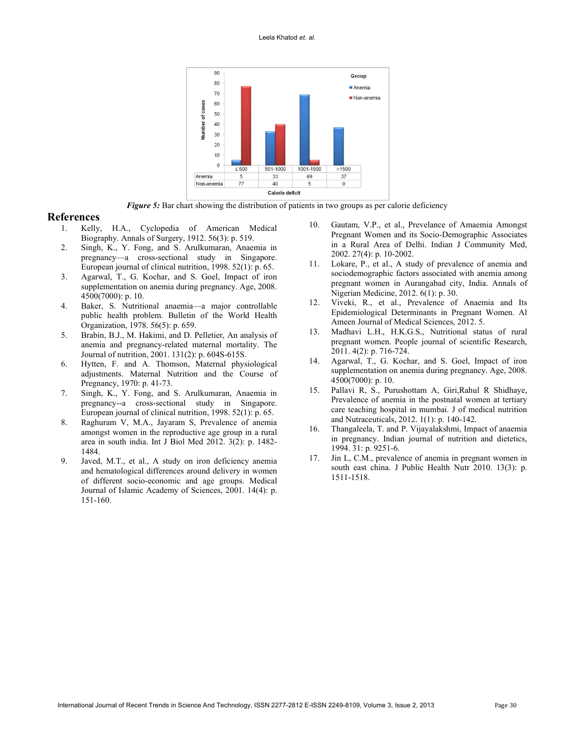Group

Anemia

Non-anemia

Number of cases

90
80
70
60
50
40
30
20
10
0

≤ 500 501-1000 1001-1500 >1500

Anemia 5 33 69 37

Non-anemia 77 40 5 0

Calorie deficit

***Figure 5:*** Bar chart showing the distribution of patients in two groups as per calorie deficiency

# References

1. Kelly, H.A., Cyclopedia of American Medical Biography. Annals of Surgery, 1912. 56(3): p. 519.
2. Singh, K., Y. Fong, and S. Arulkumaran, Anaemia in pregnancy—a cross-sectional study in Singapore. European journal of clinical nutrition, 1998. 52(1): p. 65.
3. Agarwal, T., G. Kochar, and S. Goel, Impact of iron supplementation on anemia during pregnancy. Age, 2008. 4500(7000): p. 10.
4. Baker, S. Nutritional anaemia—a major controllable public health problem. Bulletin of the World Health Organization, 1978. 56(5): p. 659.
5. Brabin, B.J., M. Hakimi, and D. Pelletier, An analysis of anemia and pregnancy-related maternal mortality. The Journal of nutrition, 2001. 131(2): p. 604S-615S.
6. Hytten, F. and A. Thomson, Maternal physiological adjustments. Maternal Nutrition and the Course of Pregnancy, 1970: p. 41-73.
7. Singh, K., Y. Fong, and S. Arulkumaran, Anaemia in pregnancy--a cross-sectional study in Singapore. European journal of clinical nutrition, 1998. 52(1): p. 65.
8. Raghuram V, M.A., Jayaram S, Prevalence of anemia amongst women in the reproductive age group in a rural area in south india. Int J Biol Med 2012. 3(2): p. 1482-1484.
9. Javed, M.T., et al., A study on iron deficiency anemia and hematological differences around delivery in women of different socio-economic and age groups. Medical Journal of Islamic Academy of Sciences, 2001. 14(4): p. 151-160.
10. Gautam, V.P., et al., Prevelance of Amaemia Amongst Pregnant Women and its Socio-Demographic Associates in a Rural Area of Delhi. Indian J Community Med, 2002. 27(4): p. 10-2002.
11. Lokare, P., et al., A study of prevalence of anemia and sociodemographic factors associated with anemia among pregnant women in Aurangabad city, India. Annals of Nigerian Medicine, 2012. 6(1): p. 30.
12. Viveki, R., et al., Prevalence of Anaemia and Its Epidemiological Determinants in Pregnant Women. Al Ameen Journal of Medical Sciences, 2012. 5.
13. Madhavi L.H., H.K.G.S., Nutritional status of rural pregnant women. People journal of scientific Research, 2011. 4(2): p. 716-724.
14. Agarwal, T., G. Kochar, and S. Goel, Impact of iron supplementation on anemia during pregnancy. Age, 2008. 4500(7000): p. 10.
15. Pallavi R, S., Purushottam A, Giri,Rahul R Shidhaye, Prevalence of anemia in the postnatal women at tertiary care teaching hospital in mumbai. J of medical nutrition and Nutraceuticals, 2012. 1(1): p. 140-142.
16. Thangaleela, T. and P. Vijayalakshmi, Impact of anaemia in pregnancy. Indian journal of nutrition and dietetics, 1994. 31: p. 9251-6.
17. Jin L, C.M., prevalence of anemia in pregnant women in south east china. J Public Health Nutr 2010. 13(3): p. 1511-1518.